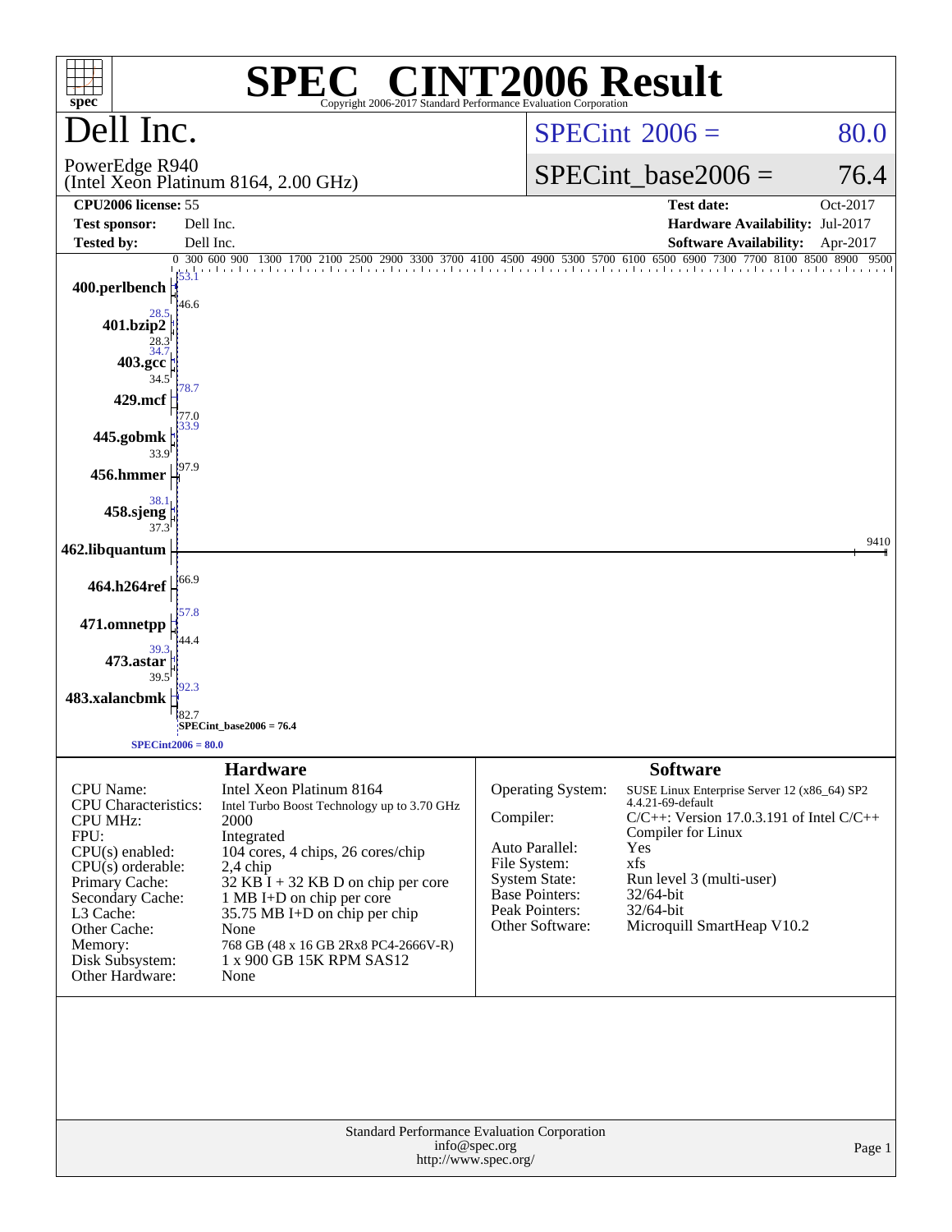# SPEC® CINT2006 Result

Copyright 2006-2017 Standard Performance Evaluation Corporation

## Dell Inc.

PowerEdge R940
(Intel Xeon Platinum 8164, 2.00 GHz)

SPECint 2006 = 80.0

SPECint_base2006 = 76.4

| | | | |
|---|---|---|---|
| **CPU2006 license:** | 55 | **Test date:** | Oct-2017 |
| **Test sponsor:** | Dell Inc. | **Hardware Availability:** | Jul-2017 |
| **Tested by:** | Dell Inc. | **Software Availability:** | Apr-2017 |

| Benchmark | Peak | Base |
|---|---|---|
| 400.perlbench | 53.1 | 46.6 |
| 401.bzip2 | 28.5 | 28.3 |
| 403.gcc | 34.7 | 34.5 |
| 429.mcf | 78.7 | 77.0 |
| 445.gobmk | 33.9 | 33.9 |
| 456.hmmer | 97.9 | |
| 458.sjeng | 38.1 | 37.3 |
| 462.libquantum | 9410 | |
| 464.h264ref | 66.9 | |
| 471.omnetpp | 57.8 | 44.4 |
| 473.astar | 39.3 | 39.5 |
| 483.xalancbmk | 92.3 | 82.7 |

SPECint_base2006 = 76.4

SPECint2006 = 80.0

### Hardware

| | |
|---|---|
| CPU Name: | Intel Xeon Platinum 8164 |
| CPU Characteristics: | Intel Turbo Boost Technology up to 3.70 GHz |
| CPU MHz: | 2000 |
| FPU: | Integrated |
| CPU(s) enabled: | 104 cores, 4 chips, 26 cores/chip |
| CPU(s) orderable: | 2,4 chip |
| Primary Cache: | 32 KB I + 32 KB D on chip per core |
| Secondary Cache: | 1 MB I+D on chip per core |
| L3 Cache: | 35.75 MB I+D on chip per chip |
| Other Cache: | None |
| Memory: | 768 GB (48 x 16 GB 2Rx8 PC4-2666V-R) |
| Disk Subsystem: | 1 x 900 GB 15K RPM SAS12 |
| Other Hardware: | None |

### Software

| | |
|---|---|
| Operating System: | SUSE Linux Enterprise Server 12 (x86_64) SP2 4.4.21-69-default |
| Compiler: | C/C++: Version 17.0.3.191 of Intel C/C++ Compiler for Linux |
| Auto Parallel: | Yes |
| File System: | xfs |
| System State: | Run level 3 (multi-user) |
| Base Pointers: | 32/64-bit |
| Peak Pointers: | 32/64-bit |
| Other Software: | Microquill SmartHeap V10.2 |

Standard Performance Evaluation Corporation
info@spec.org
http://www.spec.org/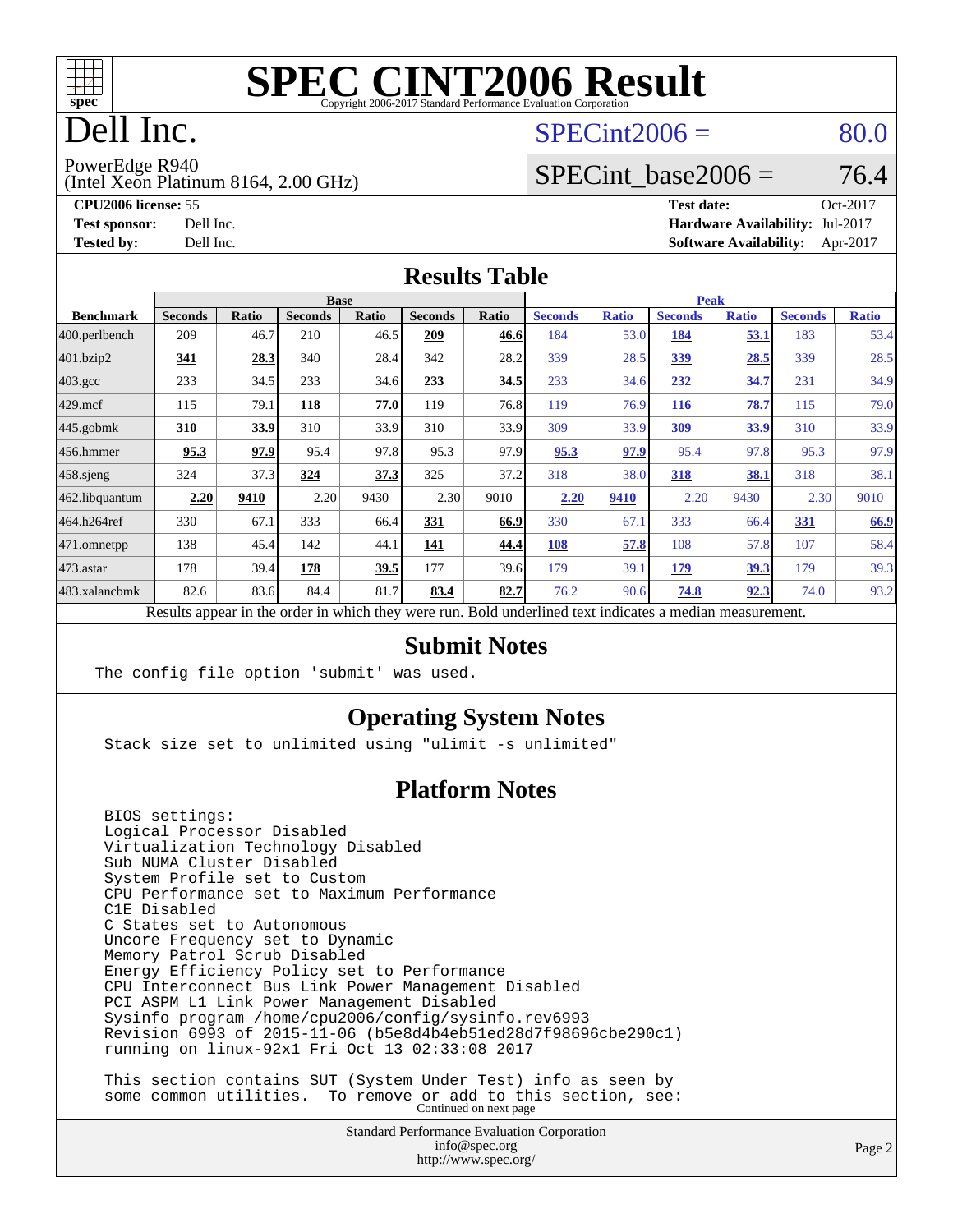# SPEC CINT2006 Result

Copyright 2006-2017 Standard Performance Evaluation Corporation

# Dell Inc.

PowerEdge R940
(Intel Xeon Platinum 8164, 2.00 GHz)

SPECint2006 = 80.0

SPECint_base2006 = 76.4

**CPU2006 license:** 55
**Test sponsor:** Dell Inc.
**Tested by:** Dell Inc.

**Test date:** Oct-2017
**Hardware Availability:** Jul-2017
**Software Availability:** Apr-2017

## Results Table

| Benchmark | Base | | | | | | Peak | | | | | |
|---|---|---|---|---|---|---|---|---|---|---|---|---|
| | Seconds | Ratio | Seconds | Ratio | Seconds | Ratio | Seconds | Ratio | Seconds | Ratio | Seconds | Ratio |
| 400.perlbench | 209 | 46.7 | 210 | 46.5 | **209** | **46.6** | 184 | 53.0 | **184** | **53.1** | 183 | 53.4 |
| 401.bzip2 | **341** | **28.3** | 340 | 28.4 | 342 | 28.2 | 339 | 28.5 | **339** | **28.5** | 339 | 28.5 |
| 403.gcc | 233 | 34.5 | 233 | 34.6 | **233** | **34.5** | 233 | 34.6 | **232** | **34.7** | 231 | 34.9 |
| 429.mcf | 115 | 79.1 | **118** | **77.0** | 119 | 76.8 | 119 | 76.9 | **116** | **78.7** | 115 | 79.0 |
| 445.gobmk | **310** | **33.9** | 310 | 33.9 | 310 | 33.9 | 309 | 33.9 | **309** | **33.9** | 310 | 33.9 |
| 456.hmmer | **95.3** | **97.9** | 95.4 | 97.8 | 95.3 | 97.9 | **95.3** | **97.9** | 95.4 | 97.8 | 95.3 | 97.9 |
| 458.sjeng | 324 | 37.3 | **324** | **37.3** | 325 | 37.2 | 318 | 38.0 | **318** | **38.1** | 318 | 38.1 |
| 462.libquantum | **2.20** | **9410** | 2.20 | 9430 | 2.30 | 9010 | **2.20** | **9410** | 2.20 | 9430 | 2.30 | 9010 |
| 464.h264ref | 330 | 67.1 | 333 | 66.4 | **331** | **66.9** | 330 | 67.1 | 333 | 66.4 | **331** | **66.9** |
| 471.omnetpp | 138 | 45.4 | 142 | 44.1 | **141** | **44.4** | **108** | **57.8** | 108 | 57.8 | 107 | 58.4 |
| 473.astar | 178 | 39.4 | **178** | **39.5** | 177 | 39.6 | 179 | 39.1 | **179** | **39.3** | 179 | 39.3 |
| 483.xalancbmk | 82.6 | 83.6 | 84.4 | 81.7 | **83.4** | **82.7** | 76.2 | 90.6 | **74.8** | **92.3** | 74.0 | 93.2 |

Results appear in the order in which they were run. Bold underlined text indicates a median measurement.

## Submit Notes

```
The config file option 'submit' was used.
```

## Operating System Notes

```
Stack size set to unlimited using "ulimit -s unlimited"
```

## Platform Notes

```
BIOS settings:
Logical Processor Disabled
Virtualization Technology Disabled
Sub NUMA Cluster Disabled
System Profile set to Custom
CPU Performance set to Maximum Performance
C1E Disabled
C States set to Autonomous
Uncore Frequency set to Dynamic
Memory Patrol Scrub Disabled
Energy Efficiency Policy set to Performance
CPU Interconnect Bus Link Power Management Disabled
PCI ASPM L1 Link Power Management Disabled
Sysinfo program /home/cpu2006/config/sysinfo.rev6993
Revision 6993 of 2015-11-06 (b5e8d4b4eb51ed28d7f98696cbe290c1)
running on linux-92x1 Fri Oct 13 02:33:08 2017

This section contains SUT (System Under Test) info as seen by
some common utilities.  To remove or add to this section, see:
```

Continued on next page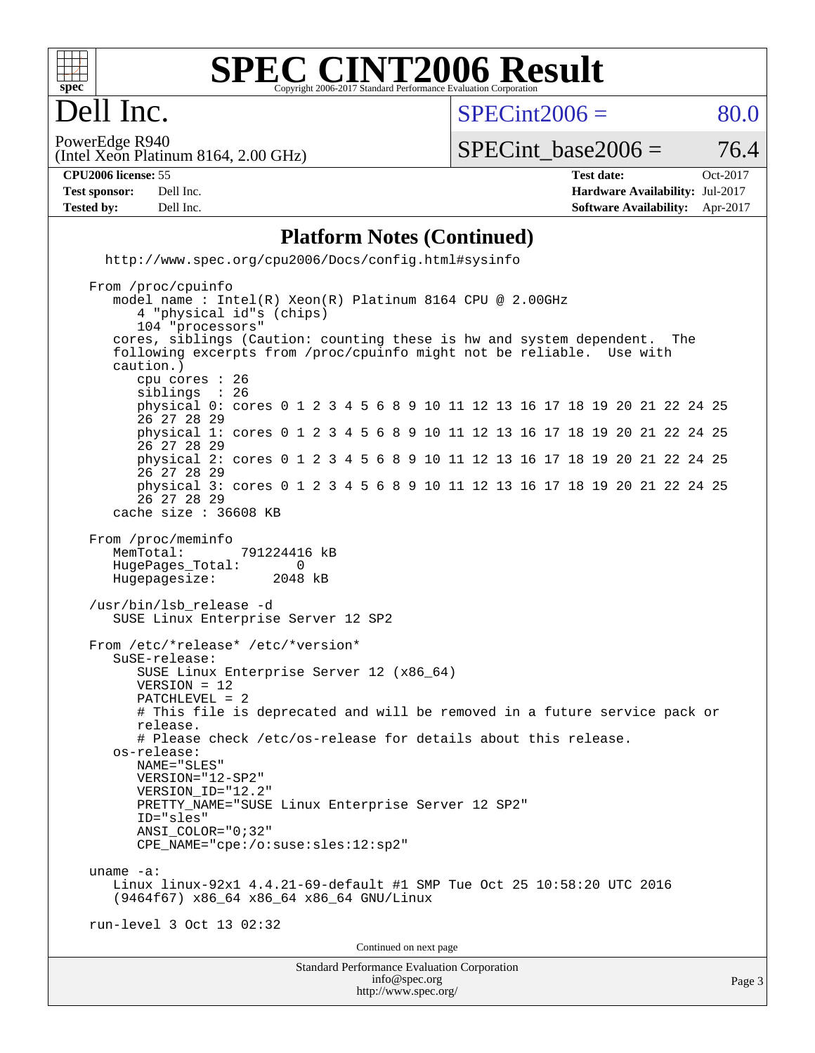# SPEC CINT2006 Result

Copyright 2006-2017 Standard Performance Evaluation Corporation

## Dell Inc.

PowerEdge R940
(Intel Xeon Platinum 8164, 2.00 GHz)

SPECint2006 = 80.0

SPECint_base2006 = 76.4

| | | | |
|---|---|---|---|
| **CPU2006 license:** | 55 | **Test date:** | Oct-2017 |
| **Test sponsor:** | Dell Inc. | **Hardware Availability:** | Jul-2017 |
| **Tested by:** | Dell Inc. | **Software Availability:** | Apr-2017 |

### Platform Notes (Continued)

```
   http://www.spec.org/cpu2006/Docs/config.html#sysinfo

 From /proc/cpuinfo
    model name : Intel(R) Xeon(R) Platinum 8164 CPU @ 2.00GHz
       4 "physical id"s (chips)
       104 "processors"
    cores, siblings (Caution: counting these is hw and system dependent.  The
    following excerpts from /proc/cpuinfo might not be reliable.  Use with
    caution.)
       cpu cores : 26
       siblings  : 26
       physical 0: cores 0 1 2 3 4 5 6 8 9 10 11 12 13 16 17 18 19 20 21 22 24 25
       26 27 28 29
       physical 1: cores 0 1 2 3 4 5 6 8 9 10 11 12 13 16 17 18 19 20 21 22 24 25
       26 27 28 29
       physical 2: cores 0 1 2 3 4 5 6 8 9 10 11 12 13 16 17 18 19 20 21 22 24 25
       26 27 28 29
       physical 3: cores 0 1 2 3 4 5 6 8 9 10 11 12 13 16 17 18 19 20 21 22 24 25
       26 27 28 29
    cache size : 36608 KB

 From /proc/meminfo
    MemTotal:       791224416 kB
    HugePages_Total:       0
    Hugepagesize:       2048 kB

 /usr/bin/lsb_release -d
    SUSE Linux Enterprise Server 12 SP2

 From /etc/*release* /etc/*version*
    SuSE-release:
       SUSE Linux Enterprise Server 12 (x86_64)
       VERSION = 12
       PATCHLEVEL = 2
       # This file is deprecated and will be removed in a future service pack or
       release.
       # Please check /etc/os-release for details about this release.
    os-release:
       NAME="SLES"
       VERSION="12-SP2"
       VERSION_ID="12.2"
       PRETTY_NAME="SUSE Linux Enterprise Server 12 SP2"
       ID="sles"
       ANSI_COLOR="0;32"
       CPE_NAME="cpe:/o:suse:sles:12:sp2"

 uname -a:
    Linux linux-92x1 4.4.21-69-default #1 SMP Tue Oct 25 10:58:20 UTC 2016
    (9464f67) x86_64 x86_64 x86_64 GNU/Linux

 run-level 3 Oct 13 02:32
```

Continued on next page

Standard Performance Evaluation Corporation
info@spec.org
http://www.spec.org/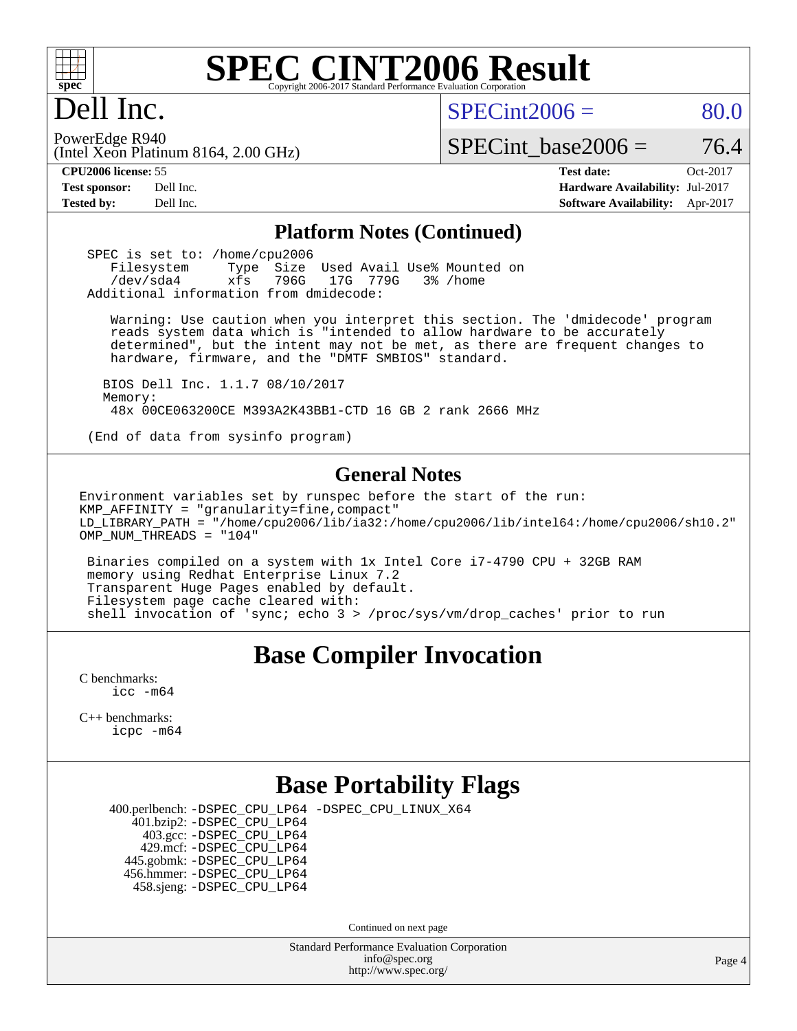# SPEC CINT2006 Result

Copyright 2006-2017 Standard Performance Evaluation Corporation

## Dell Inc.

PowerEdge R940
(Intel Xeon Platinum 8164, 2.00 GHz)

SPECint2006 = 80.0

SPECint_base2006 = 76.4

**CPU2006 license:** 55
**Test sponsor:** Dell Inc.
**Tested by:** Dell Inc.

**Test date:** Oct-2017
**Hardware Availability:** Jul-2017
**Software Availability:** Apr-2017

## Platform Notes (Continued)

```
SPEC is set to: /home/cpu2006
   Filesystem     Type  Size  Used Avail Use% Mounted on
   /dev/sda4      xfs   796G   17G  779G   3% /home
Additional information from dmidecode:

    Warning: Use caution when you interpret this section. The 'dmidecode' program
    reads system data which is "intended to allow hardware to be accurately
    determined", but the intent may not be met, as there are frequent changes to
    hardware, firmware, and the "DMTF SMBIOS" standard.

   BIOS Dell Inc. 1.1.7 08/10/2017
   Memory:
    48x 00CE063200CE M393A2K43BB1-CTD 16 GB 2 rank 2666 MHz

(End of data from sysinfo program)
```

## General Notes

```
Environment variables set by runspec before the start of the run:
KMP_AFFINITY = "granularity=fine,compact"
LD_LIBRARY_PATH = "/home/cpu2006/lib/ia32:/home/cpu2006/lib/intel64:/home/cpu2006/sh10.2"
OMP_NUM_THREADS = "104"

 Binaries compiled on a system with 1x Intel Core i7-4790 CPU + 32GB RAM
 memory using Redhat Enterprise Linux 7.2
 Transparent Huge Pages enabled by default.
 Filesystem page cache cleared with:
 shell invocation of 'sync; echo 3 > /proc/sys/vm/drop_caches' prior to run
```

## Base Compiler Invocation

C benchmarks:
    icc -m64

C++ benchmarks:
    icpc -m64

## Base Portability Flags

400.perlbench: -DSPEC_CPU_LP64 -DSPEC_CPU_LINUX_X64
401.bzip2: -DSPEC_CPU_LP64
403.gcc: -DSPEC_CPU_LP64
429.mcf: -DSPEC_CPU_LP64
445.gobmk: -DSPEC_CPU_LP64
456.hmmer: -DSPEC_CPU_LP64
458.sjeng: -DSPEC_CPU_LP64

Continued on next page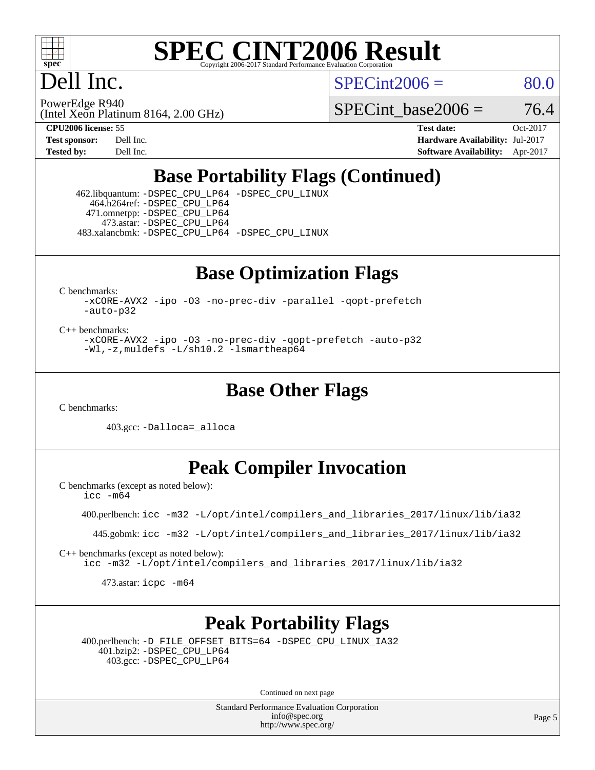# Base Portability Flags (Continued)

462.libquantum: -DSPEC_CPU_LP64 -DSPEC_CPU_LINUX
464.h264ref: -DSPEC_CPU_LP64
471.omnetpp: -DSPEC_CPU_LP64
473.astar: -DSPEC_CPU_LP64
483.xalancbmk: -DSPEC_CPU_LP64 -DSPEC_CPU_LINUX

# Base Optimization Flags

C benchmarks:

```
-xCORE-AVX2 -ipo -O3 -no-prec-div -parallel -qopt-prefetch
-auto-p32
```

C++ benchmarks:

```
-xCORE-AVX2 -ipo -O3 -no-prec-div -qopt-prefetch -auto-p32
-Wl,-z,muldefs -L/sh10.2 -lsmartheap64
```

# Base Other Flags

C benchmarks:

403.gcc: -Dalloca=_alloca

# Peak Compiler Invocation

C benchmarks (except as noted below):

```
icc -m64
```

400.perlbench: icc -m32 -L/opt/intel/compilers_and_libraries_2017/linux/lib/ia32

445.gobmk: icc -m32 -L/opt/intel/compilers_and_libraries_2017/linux/lib/ia32

C++ benchmarks (except as noted below):

```
icc -m32 -L/opt/intel/compilers_and_libraries_2017/linux/lib/ia32
```

473.astar: icpc -m64

# Peak Portability Flags

400.perlbench: -D_FILE_OFFSET_BITS=64 -DSPEC_CPU_LINUX_IA32
401.bzip2: -DSPEC_CPU_LP64
403.gcc: -DSPEC_CPU_LP64

Continued on next page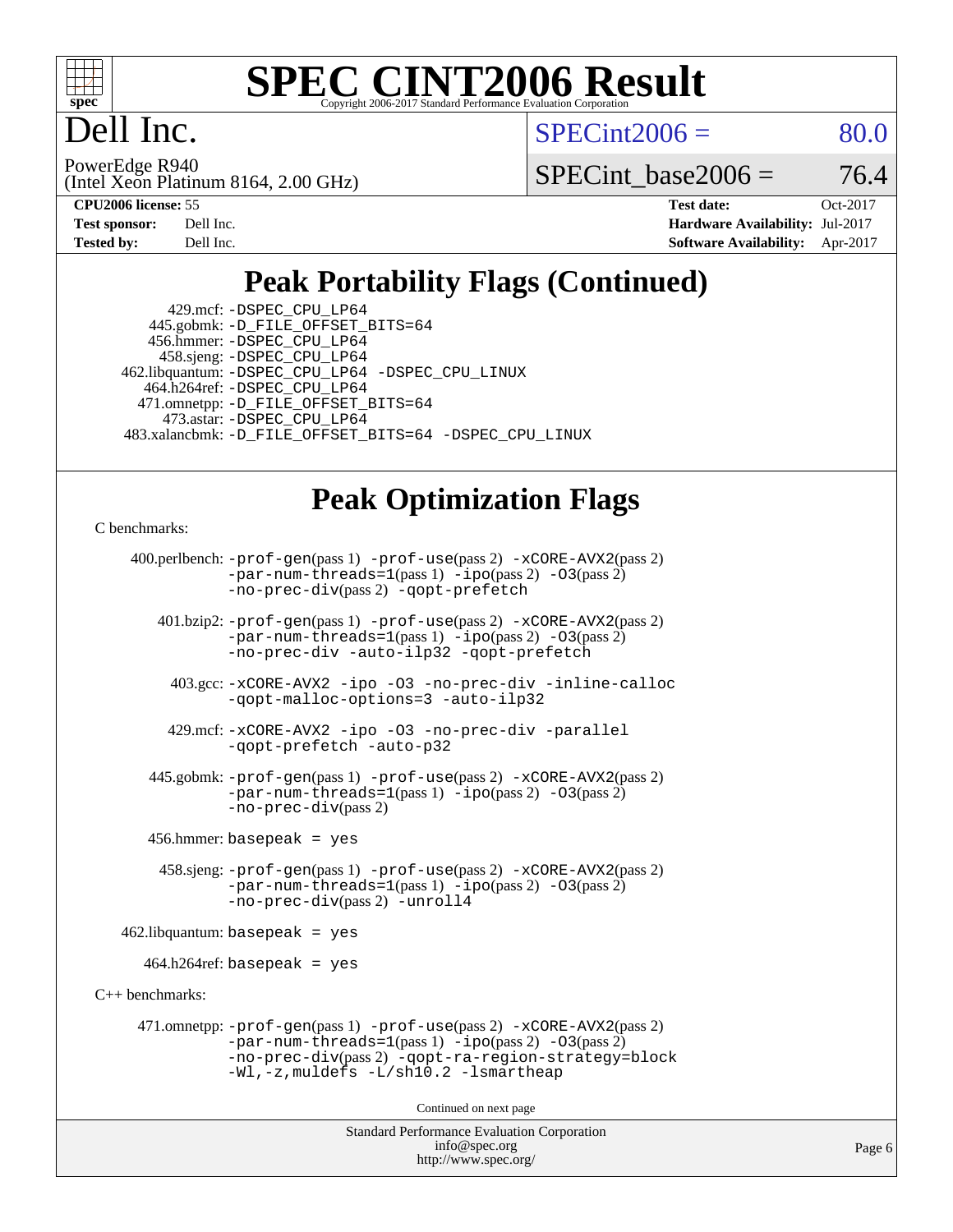# SPEC CINT2006 Result

Copyright 2006-2017 Standard Performance Evaluation Corporation

## Dell Inc.

PowerEdge R940
(Intel Xeon Platinum 8164, 2.00 GHz)

SPECint2006 = 80.0

SPECint_base2006 = 76.4

| | | | |
|---|---|---|---|
| **CPU2006 license:** | 55 | **Test date:** | Oct-2017 |
| **Test sponsor:** | Dell Inc. | **Hardware Availability:** | Jul-2017 |
| **Tested by:** | Dell Inc. | **Software Availability:** | Apr-2017 |

## Peak Portability Flags (Continued)

429.mcf: -DSPEC_CPU_LP64
445.gobmk: -D_FILE_OFFSET_BITS=64
456.hmmer: -DSPEC_CPU_LP64
458.sjeng: -DSPEC_CPU_LP64
462.libquantum: -DSPEC_CPU_LP64 -DSPEC_CPU_LINUX
464.h264ref: -DSPEC_CPU_LP64
471.omnetpp: -D_FILE_OFFSET_BITS=64
473.astar: -DSPEC_CPU_LP64
483.xalancbmk: -D_FILE_OFFSET_BITS=64 -DSPEC_CPU_LINUX

## Peak Optimization Flags

C benchmarks:

400.perlbench: -prof-gen(pass 1) -prof-use(pass 2) -xCORE-AVX2(pass 2) -par-num-threads=1(pass 1) -ipo(pass 2) -O3(pass 2) -no-prec-div(pass 2) -qopt-prefetch

401.bzip2: -prof-gen(pass 1) -prof-use(pass 2) -xCORE-AVX2(pass 2) -par-num-threads=1(pass 1) -ipo(pass 2) -O3(pass 2) -no-prec-div -auto-ilp32 -qopt-prefetch

403.gcc: -xCORE-AVX2 -ipo -O3 -no-prec-div -inline-calloc -qopt-malloc-options=3 -auto-ilp32

429.mcf: -xCORE-AVX2 -ipo -O3 -no-prec-div -parallel -qopt-prefetch -auto-p32

445.gobmk: -prof-gen(pass 1) -prof-use(pass 2) -xCORE-AVX2(pass 2) -par-num-threads=1(pass 1) -ipo(pass 2) -O3(pass 2) -no-prec-div(pass 2)

456.hmmer: basepeak = yes

458.sjeng: -prof-gen(pass 1) -prof-use(pass 2) -xCORE-AVX2(pass 2) -par-num-threads=1(pass 1) -ipo(pass 2) -O3(pass 2) -no-prec-div(pass 2) -unroll4

462.libquantum: basepeak = yes

464.h264ref: basepeak = yes

C++ benchmarks:

471.omnetpp: -prof-gen(pass 1) -prof-use(pass 2) -xCORE-AVX2(pass 2) -par-num-threads=1(pass 1) -ipo(pass 2) -O3(pass 2) -no-prec-div(pass 2) -qopt-ra-region-strategy=block -Wl,-z,muldefs -L/sh10.2 -lsmartheap

Continued on next page

Standard Performance Evaluation Corporation
info@spec.org
http://www.spec.org/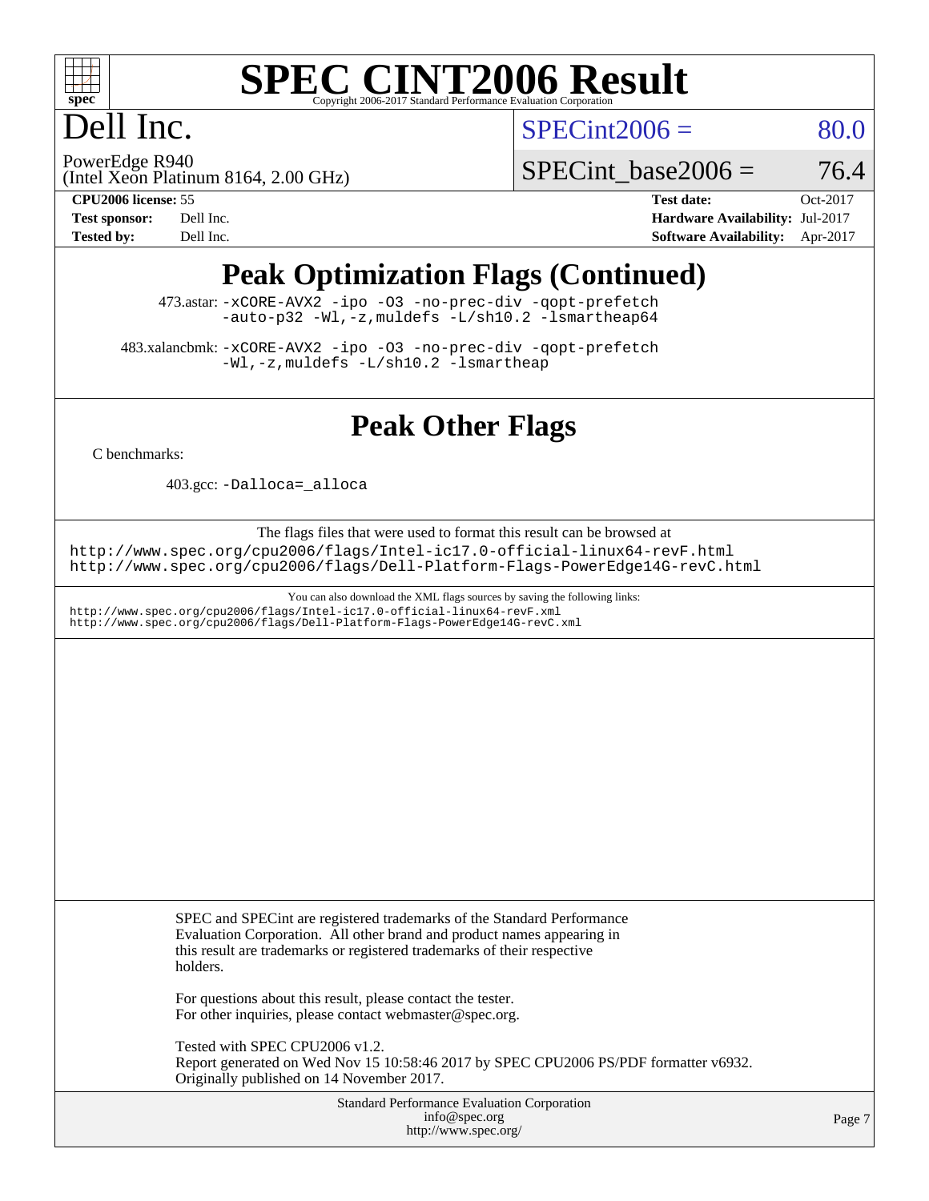# SPEC CINT2006 Result

Copyright 2006-2017 Standard Performance Evaluation Corporation

# Dell Inc.

PowerEdge R940
(Intel Xeon Platinum 8164, 2.00 GHz)

SPECint2006 = 80.0

SPECint_base2006 = 76.4

| | | | |
|---|---|---|---|
| **CPU2006 license:** 55 | | **Test date:** | Oct-2017 |
| **Test sponsor:** | Dell Inc. | **Hardware Availability:** | Jul-2017 |
| **Tested by:** | Dell Inc. | **Software Availability:** | Apr-2017 |

## Peak Optimization Flags (Continued)

473.astar: -xCORE-AVX2 -ipo -O3 -no-prec-div -qopt-prefetch -auto-p32 -Wl,-z,muldefs -L/sh10.2 -lsmartheap64

483.xalancbmk: -xCORE-AVX2 -ipo -O3 -no-prec-div -qopt-prefetch -Wl,-z,muldefs -L/sh10.2 -lsmartheap

## Peak Other Flags

C benchmarks:

403.gcc: -Dalloca=_alloca

The flags files that were used to format this result can be browsed at
http://www.spec.org/cpu2006/flags/Intel-ic17.0-official-linux64-revF.html
http://www.spec.org/cpu2006/flags/Dell-Platform-Flags-PowerEdge14G-revC.html

You can also download the XML flags sources by saving the following links:
http://www.spec.org/cpu2006/flags/Intel-ic17.0-official-linux64-revF.xml
http://www.spec.org/cpu2006/flags/Dell-Platform-Flags-PowerEdge14G-revC.xml

SPEC and SPECint are registered trademarks of the Standard Performance Evaluation Corporation. All other brand and product names appearing in this result are trademarks or registered trademarks of their respective holders.

For questions about this result, please contact the tester.
For other inquiries, please contact webmaster@spec.org.

Tested with SPEC CPU2006 v1.2.
Report generated on Wed Nov 15 10:58:46 2017 by SPEC CPU2006 PS/PDF formatter v6932.
Originally published on 14 November 2017.

Standard Performance Evaluation Corporation
info@spec.org
http://www.spec.org/